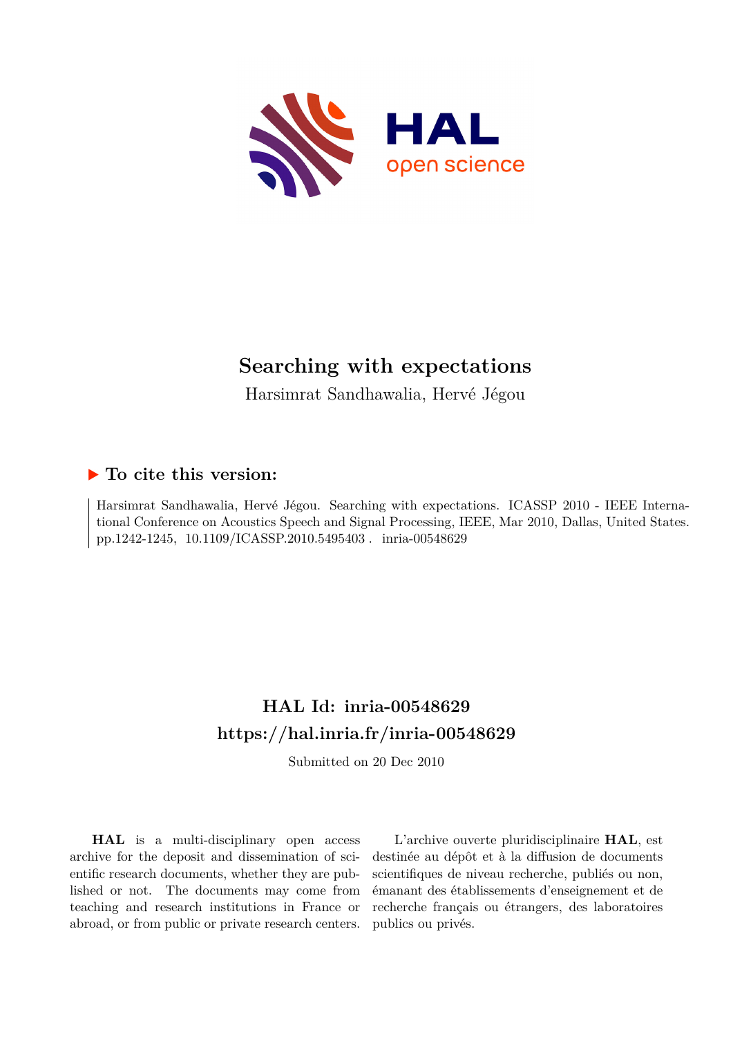# Searching with expectations

Harsimrat Sandhawalia, Hervé Jégou

## ▶ To cite this version:

Harsimrat Sandhawalia, Hervé Jégou. Searching with expectations. ICASSP 2010 - IEEE International Conference on Acoustics Speech and Signal Processing, IEEE, Mar 2010, Dallas, United States. pp.1242-1245, 10.1109/ICASSP.2010.5495403 . inria-00548629

## HAL Id: inria-00548629
## https://hal.inria.fr/inria-00548629

Submitted on 20 Dec 2010

**HAL** is a multi-disciplinary open access archive for the deposit and dissemination of scientific research documents, whether they are published or not. The documents may come from teaching and research institutions in France or abroad, or from public or private research centers.

L'archive ouverte pluridisciplinaire **HAL**, est destinée au dépôt et à la diffusion de documents scientifiques de niveau recherche, publiés ou non, émanant des établissements d'enseignement et de recherche français ou étrangers, des laboratoires publics ou privés.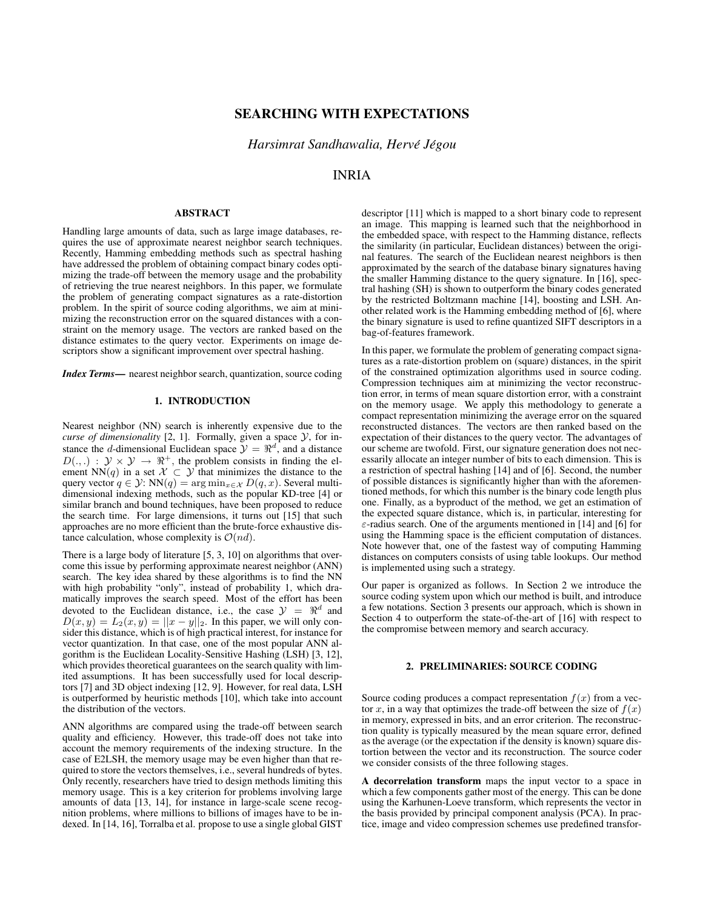# SEARCHING WITH EXPECTATIONS

*Harsimrat Sandhawalia, Hervé Jégou*

INRIA

## ABSTRACT

Handling large amounts of data, such as large image databases, requires the use of approximate nearest neighbor search techniques. Recently, Hamming embedding methods such as spectral hashing have addressed the problem of obtaining compact binary codes optimizing the trade-off between the memory usage and the probability of retrieving the true nearest neighbors. In this paper, we formulate the problem of generating compact signatures as a rate-distortion problem. In the spirit of source coding algorithms, we aim at minimizing the reconstruction error on the squared distances with a constraint on the memory usage. The vectors are ranked based on the distance estimates to the query vector. Experiments on image descriptors show a significant improvement over spectral hashing.

***Index Terms—*** nearest neighbor search, quantization, source coding

## 1. INTRODUCTION

Nearest neighbor (NN) search is inherently expensive due to the *curse of dimensionality* [2, 1]. Formally, given a space $\mathcal{Y}$, for instance the $d$-dimensional Euclidean space $\mathcal{Y} = \Re^d$, and a distance $D(.,.) : \mathcal{Y} \times \mathcal{Y} \rightarrow \Re^+$, the problem consists in finding the element $\text{NN}(q)$ in a set $\mathcal{X} \subset \mathcal{Y}$ that minimizes the distance to the query vector $q \in \mathcal{Y}$: $\text{NN}(q) = \arg\min_{x \in \mathcal{X}} D(q, x)$. Several multi-dimensional indexing methods, such as the popular KD-tree [4] or similar branch and bound techniques, have been proposed to reduce the search time. For large dimensions, it turns out [15] that such approaches are no more efficient than the brute-force exhaustive distance calculation, whose complexity is $\mathcal{O}(nd)$.

There is a large body of literature [5, 3, 10] on algorithms that overcome this issue by performing approximate nearest neighbor (ANN) search. The key idea shared by these algorithms is to find the NN with high probability "only", instead of probability 1, which dramatically improves the search speed. Most of the effort has been devoted to the Euclidean distance, i.e., the case $\mathcal{Y} = \Re^d$ and $D(x, y) = L_2(x, y) = ||x - y||_2$. In this paper, we will only consider this distance, which is of high practical interest, for instance for vector quantization. In that case, one of the most popular ANN algorithm is the Euclidean Locality-Sensitive Hashing (LSH) [3, 12], which provides theoretical guarantees on the search quality with limited assumptions. It has been successfully used for local descriptors [7] and 3D object indexing [12, 9]. However, for real data, LSH is outperformed by heuristic methods [10], which take into account the distribution of the vectors.

ANN algorithms are compared using the trade-off between search quality and efficiency. However, this trade-off does not take into account the memory requirements of the indexing structure. In the case of E2LSH, the memory usage may be even higher than that required to store the vectors themselves, i.e., several hundreds of bytes. Only recently, researchers have tried to design methods limiting this memory usage. This is a key criterion for problems involving large amounts of data [13, 14], for instance in large-scale scene recognition problems, where millions to billions of images have to be indexed. In [14, 16], Torralba et al. propose to use a single global GIST descriptor [11] which is mapped to a short binary code to represent an image. This mapping is learned such that the neighborhood in the embedded space, with respect to the Hamming distance, reflects the similarity (in particular, Euclidean distances) between the original features. The search of the Euclidean nearest neighbors is then approximated by the search of the database binary signatures having the smaller Hamming distance to the query signature. In [16], spectral hashing (SH) is shown to outperform the binary codes generated by the restricted Boltzmann machine [14], boosting and LSH. Another related work is the Hamming embedding method of [6], where the binary signature is used to refine quantized SIFT descriptors in a bag-of-features framework.

In this paper, we formulate the problem of generating compact signatures as a rate-distortion problem on (square) distances, in the spirit of the constrained optimization algorithms used in source coding. Compression techniques aim at minimizing the vector reconstruction error, in terms of mean square distortion error, with a constraint on the memory usage. We apply this methodology to generate a compact representation minimizing the average error on the squared reconstructed distances. The vectors are then ranked based on the expectation of their distances to the query vector. The advantages of our scheme are twofold. First, our signature generation does not necessarily allocate an integer number of bits to each dimension. This is a restriction of spectral hashing [14] and of [6]. Second, the number of possible distances is significantly higher than with the aforementioned methods, for which this number is the binary code length plus one. Finally, as a byproduct of the method, we get an estimation of the expected square distance, which is, in particular, interesting for $\varepsilon$-radius search. One of the arguments mentioned in [14] and [6] for using the Hamming space is the efficient computation of distances. Note however that, one of the fastest way of computing Hamming distances on computers consists of using table lookups. Our method is implemented using such a strategy.

Our paper is organized as follows. In Section 2 we introduce the source coding system upon which our method is built, and introduce a few notations. Section 3 presents our approach, which is shown in Section 4 to outperform the state-of-the-art of [16] with respect to the compromise between memory and search accuracy.

## 2. PRELIMINARIES: SOURCE CODING

Source coding produces a compact representation $f(x)$ from a vector $x$, in a way that optimizes the trade-off between the size of $f(x)$ in memory, expressed in bits, and an error criterion. The reconstruction quality is typically measured by the mean square error, defined as the average (or the expectation if the density is known) square distortion between the vector and its reconstruction. The source coder we consider consists of the three following stages.

**A decorrelation transform** maps the input vector to a space in which a few components gather most of the energy. This can be done using the Karhunen-Loeve transform, which represents the vector in the basis provided by principal component analysis (PCA). In practice, image and video compression schemes use predefined transfor-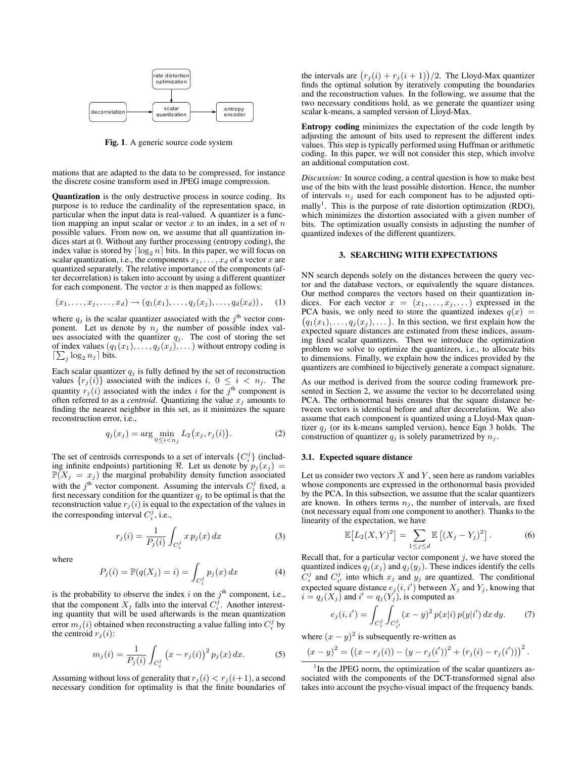rate distortion optimization

decorrelation → scalar quantization → entropy encoder

**Fig. 1**. A generic source code system

mations that are adapted to the data to be compressed, for instance the discrete cosine transform used in JPEG image compression.

**Quantization** is the only destructive process in source coding. Its purpose is to reduce the cardinality of the representation space, in particular when the input data is real-valued. A quantizer is a function mapping an input scalar or vector $x$ to an index, in a set of $n$ possible values. From now on, we assume that all quantization indices start at 0. Without any further processing (entropy coding), the index value is stored by $\lceil \log_2 n \rceil$ bits. In this paper, we will focus on scalar quantization, i.e., the components $x_1, \ldots, x_d$ of a vector $x$ are quantized separately. The relative importance of the components (after decorrelation) is taken into account by using a different quantizer for each component. The vector $x$ is then mapped as follows:

$$(x_1, \ldots, x_j, \ldots, x_d) \rightarrow (q_1(x_1), \ldots, q_j(x_j), \ldots, q_d(x_d)), \quad (1)$$

where $q_j$ is the scalar quantizer associated with the $j^{\text{th}}$ vector component. Let us denote by $n_j$ the number of possible index values associated with the quantizer $q_j$. The cost of storing the set of index values $(q_1(x_1), \ldots, q_j(x_j), \ldots)$ without entropy coding is $\lceil \sum_j \log_2 n_j \rceil$ bits.

Each scalar quantizer $q_j$ is fully defined by the set of reconstruction values $\{r_j(i)\}$ associated with the indices $i$, $0 \leq i < n_j$. The quantity $r_j(i)$ associated with the index $i$ for the $j^{\text{th}}$ component is often referred to as a *centroid*. Quantizing the value $x_j$ amounts to finding the nearest neighbor in this set, as it minimizes the square reconstruction error, i.e.,

$$q_j(x_j) = \arg \min_{0 \leq i < n_j} L_2\big(x_j, r_j(i)\big). \quad (2)$$

The set of centroids corresponds to a set of intervals $\{C_i^j\}$ (including infinite endpoints) partitioning $\Re$. Let us denote by $p_j(x_j) = \mathbb{P}(X_j = x_j)$ the marginal probability density function associated with the $j^{\text{th}}$ vector component. Assuming the intervals $C_i^j$ fixed, a first necessary condition for the quantizer $q_j$ to be optimal is that the reconstruction value $r_j(i)$ is equal to the expectation of the values in the corresponding interval $C_i^j$, i.e.,

$$r_j(i) = \frac{1}{P_j(i)} \int_{C_i^j} x \, p_j(x) \, dx \quad (3)$$

where

$$P_j(i) = \mathbb{P}(q(X_j) = i) = \int_{C_i^j} p_j(x) \, dx \quad (4)$$

is the probability to observe the index $i$ on the $j^{\text{th}}$ component, i.e., that the component $X_j$ falls into the interval $C_i^j$. Another interesting quantity that will be used afterwards is the mean quantization error $m_j(i)$ obtained when reconstructing a value falling into $C_i^j$ by the centroid $r_j(i)$:

$$m_j(i) = \frac{1}{P_j(i)} \int_{C_i^j} \big(x - r_j(i)\big)^2 p_j(x) \, dx. \quad (5)$$

Assuming without loss of generality that $r_j(i) < r_j(i+1)$, a second necessary condition for optimality is that the finite boundaries of the intervals are $\big(r_j(i) + r_j(i+1)\big)/2$. The Lloyd-Max quantizer finds the optimal solution by iteratively computing the boundaries and the reconstruction values. In the following, we assume that the two necessary conditions hold, as we generate the quantizer using scalar k-means, a sampled version of Lloyd-Max.

**Entropy coding** minimizes the expectation of the code length by adjusting the amount of bits used to represent the different index values. This step is typically performed using Huffman or arithmetic coding. In this paper, we will not consider this step, which involve an additional computation cost.

*Discussion:* In source coding, a central question is how to make best use of the bits with the least possible distortion. Hence, the number of intervals $n_j$ used for each component has to be adjusted optimally[1]. This is the purpose of rate distortion optimization (RDO), which minimizes the distortion associated with a given number of bits. The optimization usually consists in adjusting the number of quantized indexes of the different quantizers.

## 3. SEARCHING WITH EXPECTATIONS

NN search depends solely on the distances between the query vector and the database vectors, or equivalently the square distances. Our method compares the vectors based on their quantization indices. For each vector $x = (x_1, \ldots, x_j, \ldots)$ expressed in the PCA basis, we only need to store the quantized indexes $q(x) = \big(q_1(x_1), \ldots, q_j(x_j), \ldots\big)$. In this section, we first explain how the expected square distances are estimated from these indices, assuming fixed scalar quantizers. Then we introduce the optimization problem we solve to optimize the quantizers, i.e., to allocate bits to dimensions. Finally, we explain how the indices provided by the quantizers are combined to bijectively generate a compact signature.

As our method is derived from the source coding framework presented in Section 2, we assume the vector to be decorrelated using PCA. The orthonormal basis ensures that the square distance between vectors is identical before and after decorrelation. We also assume that each component is quantized using a Lloyd-Max quantizer $q_j$ (or its k-means sampled version), hence Eqn 3 holds. The construction of quantizer $q_j$ is solely parametrized by $n_j$.

### 3.1. Expected square distance

Let us consider two vectors $X$ and $Y$, seen here as random variables whose components are expressed in the orthonormal basis provided by the PCA. In this subsection, we assume that the scalar quantizers are known. In others terms $n_j$, the number of intervals, are fixed (not necessary equal from one component to another). Thanks to the linearity of the expectation, we have

$$\mathbb{E}\big[L_2(X, Y)^2\big] = \sum_{1 \leq j \leq d} \mathbb{E}\left[(X_j - Y_j)^2\right]. \quad (6)$$

Recall that, for a particular vector component $j$, we have stored the quantized indices $q_j(x_j)$ and $q_j(y_j)$. These indices identify the cells $C_i^j$ and $C_{i'}^j$ into which $x_j$ and $y_j$ are quantized. The conditional expected square distance $e_j(i, i')$ between $X_j$ and $Y_j$, knowing that $i = q_j(X_j)$ and $i' = q_j(Y_j)$, is computed as

$$e_j(i, i') = \int_{C_i^j} \int_{C_{i'}^j} (x - y)^2 \, p(x|i) \, p(y|i') \, dx \, dy. \quad (7)$$

where $(x - y)^2$ is subsequently re-written as

$$(x - y)^2 = \big((x - r_j(i)) - (y - r_j(i'))^2 + (r_j(i) - r_j(i'))\big)^2.$$

[1] In the JPEG norm, the optimization of the scalar quantizers associated with the components of the DCT-transformed signal also takes into account the psycho-visual impact of the frequency bands.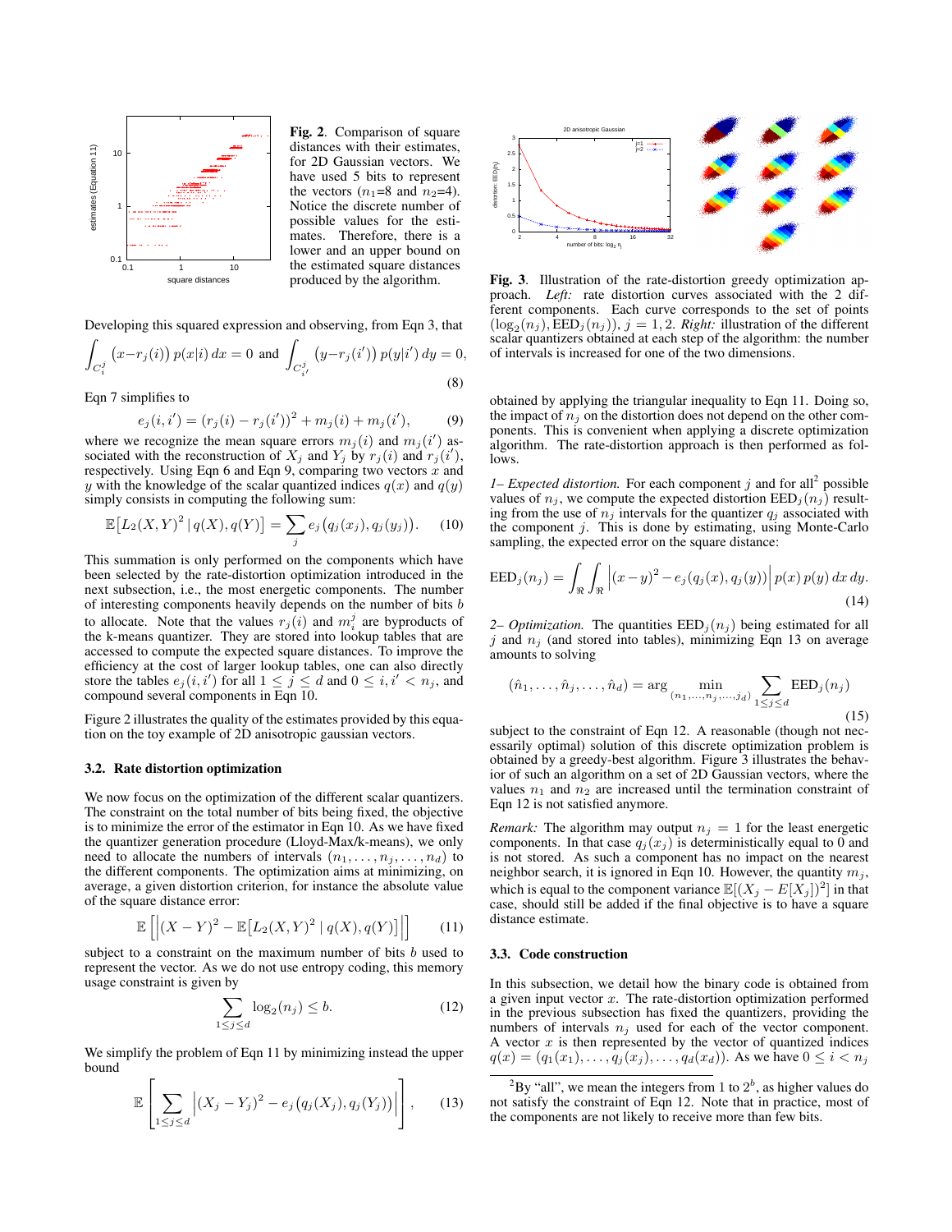**Fig. 2**. Comparison of square distances with their estimates, for 2D Gaussian vectors. We have used 5 bits to represent the vectors ($n_1$=8 and $n_2$=4). Notice the discrete number of possible values for the estimates. Therefore, there is a lower and an upper bound on the estimated square distances produced by the algorithm.

Developing this squared expression and observing, from Eqn 3, that

$$\int_{C_i^j} \left(x - r_j(i)\right) p(x|i)\, dx = 0 \text{ and } \int_{C_{i'}^j} \left(y - r_j(i')\right) p(y|i')\, dy = 0, \tag{8}$$

Eqn 7 simplifies to

$$e_j(i, i') = (r_j(i) - r_j(i'))^2 + m_j(i) + m_j(i'), \tag{9}$$

where we recognize the mean square errors $m_j(i)$ and $m_j(i')$ associated with the reconstruction of $X_j$ and $Y_j$ by $r_j(i)$ and $r_j(i')$, respectively. Using Eqn 6 and Eqn 9, comparing two vectors $x$ and $y$ with the knowledge of the scalar quantized indices $q(x)$ and $q(y)$ simply consists in computing the following sum:

$$\mathbb{E}\left[L_2(X, Y)^2 \,|\, q(X), q(Y)\right] = \sum_j e_j\left(q_j(x_j), q_j(y_j)\right). \tag{10}$$

This summation is only performed on the components which have been selected by the rate-distortion optimization introduced in the next subsection, i.e., the most energetic components. The number of interesting components heavily depends on the number of bits $b$ to allocate. Note that the values $r_j(i)$ and $m_i^j$ are byproducts of the k-means quantizer. They are stored into lookup tables that are accessed to compute the expected square distances. To improve the efficiency at the cost of larger lookup tables, one can also directly store the tables $e_j(i, i')$ for all $1 \leq j \leq d$ and $0 \leq i, i' < n_j$, and compound several components in Eqn 10.

Figure 2 illustrates the quality of the estimates provided by this equation on the toy example of 2D anisotropic gaussian vectors.

### 3.2. Rate distortion optimization

We now focus on the optimization of the different scalar quantizers. The constraint on the total number of bits being fixed, the objective is to minimize the error of the estimator in Eqn 10. As we have fixed the quantizer generation procedure (Lloyd-Max/k-means), we only need to allocate the numbers of intervals $(n_1, \ldots, n_j, \ldots, n_d)$ to the different components. The optimization aims at minimizing, on average, a given distortion criterion, for instance the absolute value of the square distance error:

$$\mathbb{E}\left[\left|(X - Y)^2 - \mathbb{E}\left[L_2(X, Y)^2 \,|\, q(X), q(Y)\right]\right|\right] \tag{11}$$

subject to a constraint on the maximum number of bits $b$ used to represent the vector. As we do not use entropy coding, this memory usage constraint is given by

$$\sum_{1 \leq j \leq d} \log_2(n_j) \leq b. \tag{12}$$

We simplify the problem of Eqn 11 by minimizing instead the upper bound

$$\mathbb{E}\left[\sum_{1 \leq j \leq d} \left|(X_j - Y_j)^2 - e_j\left(q_j(X_j), q_j(Y_j)\right)\right|\right], \tag{13}$$

**Fig. 3**. Illustration of the rate-distortion greedy optimization approach. *Left:* rate distortion curves associated with the 2 different components. Each curve corresponds to the set of points $(\log_2(n_j), \text{EED}_j(n_j))$, $j = 1, 2$. *Right:* illustration of the different scalar quantizers obtained at each step of the algorithm: the number of intervals is increased for one of the two dimensions.

obtained by applying the triangular inequality to Eqn 11. Doing so, the impact of $n_j$ on the distortion does not depend on the other components. This is convenient when applying a discrete optimization algorithm. The rate-distortion approach is then performed as follows.

*1– Expected distortion.* For each component $j$ and for all[2] possible values of $n_j$, we compute the expected distortion $\text{EED}_j(n_j)$ resulting from the use of $n_j$ intervals for the quantizer $q_j$ associated with the component $j$. This is done by estimating, using Monte-Carlo sampling, the expected error on the square distance:

$$\text{EED}_j(n_j) = \int_{\Re}\int_{\Re} \left|(x - y)^2 - e_j(q_j(x), q_j(y))\right| p(x)\, p(y)\, dx\, dy. \tag{14}$$

*2– Optimization.* The quantities $\text{EED}_j(n_j)$ being estimated for all $j$ and $n_j$ (and stored into tables), minimizing Eqn 13 on average amounts to solving

$$(\hat{n}_1, \ldots, \hat{n}_j, \ldots, \hat{n}_d) = \arg \min_{(n_1, \ldots, n_j, \ldots, j_d)} \sum_{1 \leq j \leq d} \text{EED}_j(n_j) \tag{15}$$

subject to the constraint of Eqn 12. A reasonable (though not necessarily optimal) solution of this discrete optimization problem is obtained by a greedy-best algorithm. Figure 3 illustrates the behavior of such an algorithm on a set of 2D Gaussian vectors, where the values $n_1$ and $n_2$ are increased until the termination constraint of Eqn 12 is not satisfied anymore.

*Remark:* The algorithm may output $n_j = 1$ for the least energetic components. In that case $q_j(x_j)$ is deterministically equal to 0 and is not stored. As such a component has no impact on the nearest neighbor search, it is ignored in Eqn 10. However, the quantity $m_j$, which is equal to the component variance $\mathbb{E}[(X_j - E[X_j])^2]$ in that case, should still be added if the final objective is to have a square distance estimate.

### 3.3. Code construction

In this subsection, we detail how the binary code is obtained from a given input vector $x$. The rate-distortion optimization performed in the previous subsection has fixed the quantizers, providing the numbers of intervals $n_j$ used for each of the vector component. A vector $x$ is then represented by the vector of quantized indices $q(x) = (q_1(x_1), \ldots, q_j(x_j), \ldots, q_d(x_d))$. As we have $0 \leq i < n_j$

[2] By "all", we mean the integers from 1 to $2^b$, as higher values do not satisfy the constraint of Eqn 12. Note that in practice, most of the components are not likely to receive more than few bits.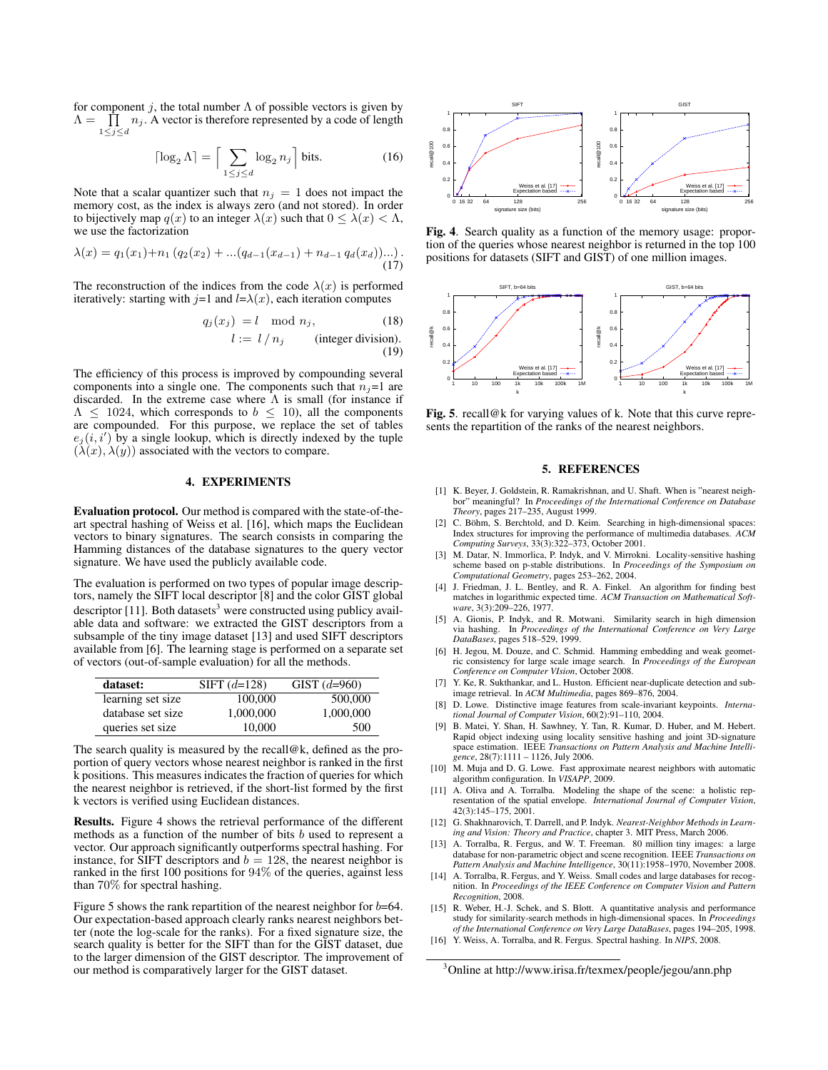for component $j$, the total number $\Lambda$ of possible vectors is given by $\Lambda = \prod_{1 \leq j \leq d} n_j$. A vector is therefore represented by a code of length

$$\lceil \log_2 \Lambda \rceil = \left\lceil \sum_{1 \leq j \leq d} \log_2 n_j \right\rceil \text{ bits.} \tag{16}$$

Note that a scalar quantizer such that $n_j = 1$ does not impact the memory cost, as the index is always zero (and not stored). In order to bijectively map $q(x)$ to an integer $\lambda(x)$ such that $0 \leq \lambda(x) < \Lambda$, we use the factorization

$$\lambda(x) = q_1(x_1) + n_1 \left( q_2(x_2) + ...(q_{d-1}(x_{d-1}) + n_{d-1}\, q_d(x_d))...\right). \tag{17}$$

The reconstruction of the indices from the code $\lambda(x)$ is performed iteratively: starting with $j$=1 and $l$=$\lambda(x)$, each iteration computes

$$q_j(x_j) = l \mod n_j, \tag{18}$$

$$l := l \,/\, n_j \quad \text{(integer division).} \tag{19}$$

The efficiency of this process is improved by compounding several components into a single one. The components such that $n_j$=1 are discarded. In the extreme case where $\Lambda$ is small (for instance if $\Lambda \leq 1024$, which corresponds to $b \leq 10$), all the components are compounded. For this purpose, we replace the set of tables $e_j(i, i')$ by a single lookup, which is directly indexed by the tuple $(\lambda(x), \lambda(y))$ associated with the vectors to compare.

## 4. EXPERIMENTS

**Evaluation protocol.** Our method is compared with the state-of-the-art spectral hashing of Weiss et al. [16], which maps the Euclidean vectors to binary signatures. The search consists in comparing the Hamming distances of the database signatures to the query vector signature. We have used the publicly available code.

The evaluation is performed on two types of popular image descriptors, namely the SIFT local descriptor [8] and the color GIST global descriptor [11]. Both datasets[3] were constructed using publicy available data and software: we extracted the GIST descriptors from a subsample of the tiny image dataset [13] and used SIFT descriptors available from [6]. The learning stage is performed on a separate set of vectors (out-of-sample evaluation) for all the methods.

| **dataset:** | SIFT ($d$=128) | GIST ($d$=960) |
|---|---|---|
| learning set size | 100,000 | 500,000 |
| database set size | 1,000,000 | 1,000,000 |
| queries set size | 10,000 | 500 |

The search quality is measured by the recall@k, defined as the proportion of query vectors whose nearest neighbor is ranked in the first k positions. This measures indicates the fraction of queries for which the nearest neighbor is retrieved, if the short-list formed by the first k vectors is verified using Euclidean distances.

**Results.** Figure 4 shows the retrieval performance of the different methods as a function of the number of bits $b$ used to represent a vector. Our approach significantly outperforms spectral hashing. For instance, for SIFT descriptors and $b = 128$, the nearest neighbor is ranked in the first 100 positions for 94% of the queries, against less than 70% for spectral hashing.

Figure 5 shows the rank repartition of the nearest neighbor for $b$=64. Our expectation-based approach clearly ranks nearest neighbors better (note the log-scale for the ranks). For a fixed signature size, the search quality is better for the SIFT than for the GIST dataset, due to the larger dimension of the GIST descriptor. The improvement of our method is comparatively larger for the GIST dataset.

SIFT

GIST

recall@100

signature size (bits)

Weiss et al. [17]
Expectation based

**Fig. 4**. Search quality as a function of the memory usage: proportion of the queries whose nearest neighbor is returned in the top 100 positions for datasets (SIFT and GIST) of one million images.

SIFT, b=64 bits

GIST, b=64 bits

recall@k

k

Weiss et al. [17]
Expectation based

**Fig. 5**. recall@k for varying values of k. Note that this curve represents the repartition of the ranks of the nearest neighbors.

## 5. REFERENCES

[1] K. Beyer, J. Goldstein, R. Ramakrishnan, and U. Shaft. When is "nearest neighbor" meaningful? In *Proceedings of the International Conference on Database Theory*, pages 217–235, August 1999.

[2] C. Böhm, S. Berchtold, and D. Keim. Searching in high-dimensional spaces: Index structures for improving the performance of multimedia databases. *ACM Computing Surveys*, 33(3):322–373, October 2001.

[3] M. Datar, N. Immorlica, P. Indyk, and V. Mirrokni. Locality-sensitive hashing scheme based on p-stable distributions. In *Proceedings of the Symposium on Computational Geometry*, pages 253–262, 2004.

[4] J. Friedman, J. L. Bentley, and R. A. Finkel. An algorithm for finding best matches in logarithmic expected time. *ACM Transaction on Mathematical Software*, 3(3):209–226, 1977.

[5] A. Gionis, P. Indyk, and R. Motwani. Similarity search in high dimension via hashing. In *Proceedings of the International Conference on Very Large DataBases*, pages 518–529, 1999.

[6] H. Jegou, M. Douze, and C. Schmid. Hamming embedding and weak geometric consistency for large scale image search. In *Proceedings of the European Conference on Computer VIsion*, October 2008.

[7] Y. Ke, R. Sukthankar, and L. Huston. Efficient near-duplicate detection and sub-image retrieval. In *ACM Multimedia*, pages 869–876, 2004.

[8] D. Lowe. Distinctive image features from scale-invariant keypoints. *International Journal of Computer Vision*, 60(2):91–110, 2004.

[9] B. Matei, Y. Shan, H. Sawhney, Y. Tan, R. Kumar, D. Huber, and M. Hebert. Rapid object indexing using locality sensitive hashing and joint 3D-signature space estimation. IEEE *Transactions on Pattern Analysis and Machine Intelligence*, 28(7):1111 – 1126, July 2006.

[10] M. Muja and D. G. Lowe. Fast approximate nearest neighbors with automatic algorithm configuration. In *VISAPP*, 2009.

[11] A. Oliva and A. Torralba. Modeling the shape of the scene: a holistic representation of the spatial envelope. *International Journal of Computer Vision*, 42(3):145–175, 2001.

[12] G. Shakhnarovich, T. Darrell, and P. Indyk. *Nearest-Neighbor Methods in Learning and Vision: Theory and Practice*, chapter 3. MIT Press, March 2006.

[13] A. Torralba, R. Fergus, and W. T. Freeman. 80 million tiny images: a large database for non-parametric object and scene recognition. IEEE *Transactions on Pattern Analysis and Machine Intelligence*, 30(11):1958–1970, November 2008.

[14] A. Torralba, R. Fergus, and Y. Weiss. Small codes and large databases for recognition. In *Proceedings of the IEEE Conference on Computer Vision and Pattern Recognition*, 2008.

[15] R. Weber, H.-J. Schek, and S. Blott. A quantitative analysis and performance study for similarity-search methods in high-dimensional spaces. In *Proceedings of the International Conference on Very Large DataBases*, pages 194–205, 1998.

[16] Y. Weiss, A. Torralba, and R. Fergus. Spectral hashing. In *NIPS*, 2008.

[3] Online at http://www.irisa.fr/texmex/people/jegou/ann.php